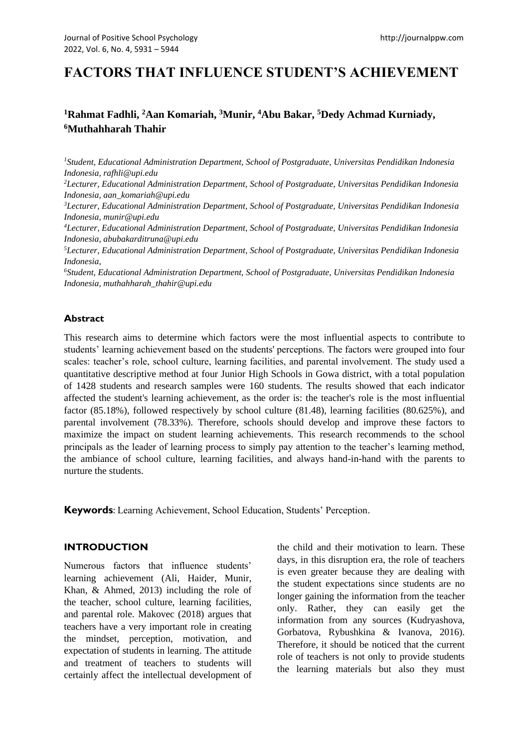# FACTORS THAT INFLUENCE STUDENT'S ACHIEVEMENT

**[1]Rahmat Fadhli, [2]Aan Komariah, [3]Munir, [4]Abu Bakar, [5]Dedy Achmad Kurniady, [6]Muthahharah Thahir**

*[1]Student, Educational Administration Department, School of Postgraduate, Universitas Pendidikan Indonesia Indonesia, rafhli@upi.edu*

*[2]Lecturer, Educational Administration Department, School of Postgraduate, Universitas Pendidikan Indonesia Indonesia, aan_komariah@upi.edu*

*[3]Lecturer, Educational Administration Department, School of Postgraduate, Universitas Pendidikan Indonesia Indonesia, munir@upi.edu*

*[4]Lecturer, Educational Administration Department, School of Postgraduate, Universitas Pendidikan Indonesia Indonesia, abubakarditruna@upi.edu*

*[5]Lecturer, Educational Administration Department, School of Postgraduate, Universitas Pendidikan Indonesia Indonesia,*

*[6]Student, Educational Administration Department, School of Postgraduate, Universitas Pendidikan Indonesia Indonesia, muthahharah_thahir@upi.edu*

## Abstract

This research aims to determine which factors were the most influential aspects to contribute to students' learning achievement based on the students' perceptions. The factors were grouped into four scales: teacher's role, school culture, learning facilities, and parental involvement. The study used a quantitative descriptive method at four Junior High Schools in Gowa district, with a total population of 1428 students and research samples were 160 students. The results showed that each indicator affected the student's learning achievement, as the order is: the teacher's role is the most influential factor (85.18%), followed respectively by school culture (81.48), learning facilities (80.625%), and parental involvement (78.33%). Therefore, schools should develop and improve these factors to maximize the impact on student learning achievements. This research recommends to the school principals as the leader of learning process to simply pay attention to the teacher's learning method, the ambiance of school culture, learning facilities, and always hand-in-hand with the parents to nurture the students.

**Keywords**: Learning Achievement, School Education, Students' Perception.

## INTRODUCTION

Numerous factors that influence students' learning achievement (Ali, Haider, Munir, Khan, & Ahmed, 2013) including the role of the teacher, school culture, learning facilities, and parental role. Makovec (2018) argues that teachers have a very important role in creating the mindset, perception, motivation, and expectation of students in learning. The attitude and treatment of teachers to students will certainly affect the intellectual development of the child and their motivation to learn. These days, in this disruption era, the role of teachers is even greater because they are dealing with the student expectations since students are no longer gaining the information from the teacher only. Rather, they can easily get the information from any sources (Kudryashova, Gorbatova, Rybushkina & Ivanova, 2016). Therefore, it should be noticed that the current role of teachers is not only to provide students the learning materials but also they must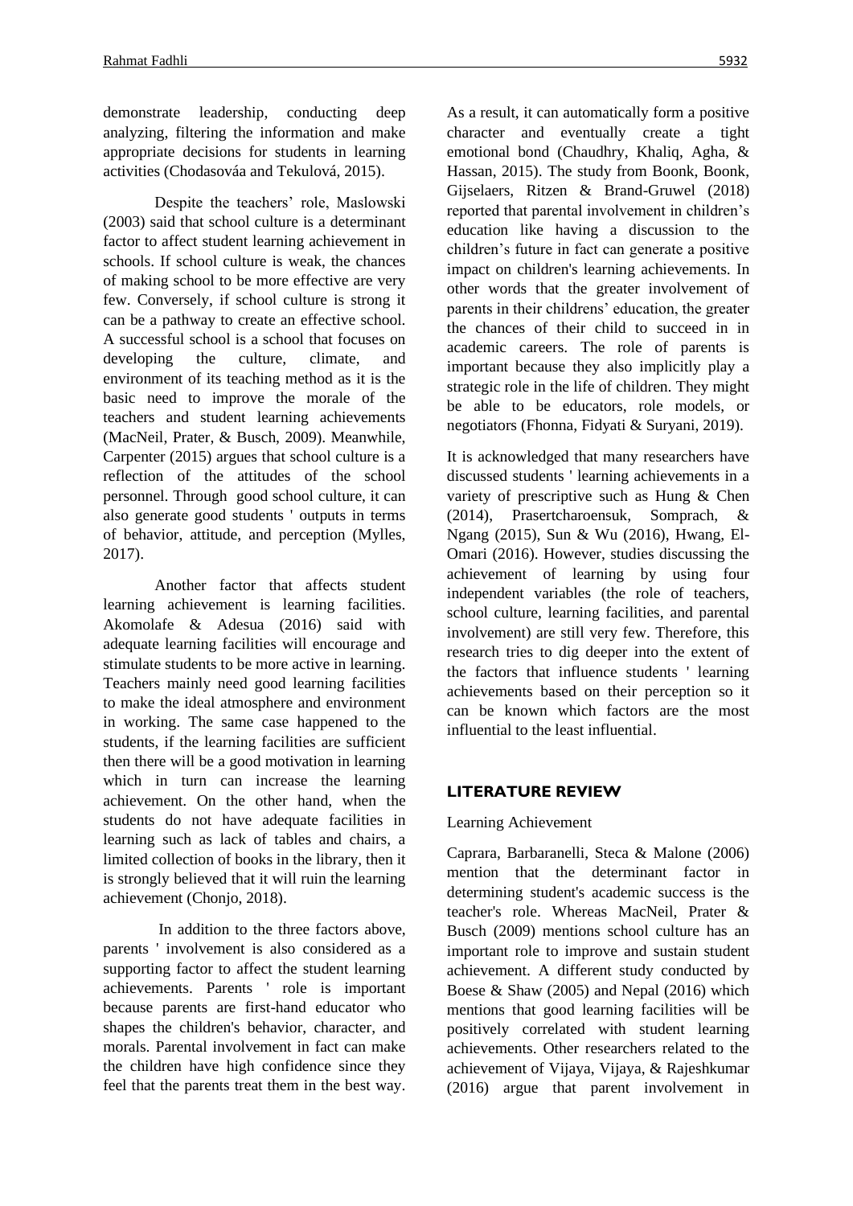demonstrate leadership, conducting deep analyzing, filtering the information and make appropriate decisions for students in learning activities (Chodasováa and Tekulová, 2015).

Despite the teachers' role, Maslowski (2003) said that school culture is a determinant factor to affect student learning achievement in schools. If school culture is weak, the chances of making school to be more effective are very few. Conversely, if school culture is strong it can be a pathway to create an effective school. A successful school is a school that focuses on developing the culture, climate, and environment of its teaching method as it is the basic need to improve the morale of the teachers and student learning achievements (MacNeil, Prater, & Busch, 2009). Meanwhile, Carpenter (2015) argues that school culture is a reflection of the attitudes of the school personnel. Through good school culture, it can also generate good students ' outputs in terms of behavior, attitude, and perception (Mylles, 2017).

Another factor that affects student learning achievement is learning facilities. Akomolafe & Adesua (2016) said with adequate learning facilities will encourage and stimulate students to be more active in learning. Teachers mainly need good learning facilities to make the ideal atmosphere and environment in working. The same case happened to the students, if the learning facilities are sufficient then there will be a good motivation in learning which in turn can increase the learning achievement. On the other hand, when the students do not have adequate facilities in learning such as lack of tables and chairs, a limited collection of books in the library, then it is strongly believed that it will ruin the learning achievement (Chonjo, 2018).

In addition to the three factors above, parents ' involvement is also considered as a supporting factor to affect the student learning achievements. Parents ' role is important because parents are first-hand educator who shapes the children's behavior, character, and morals. Parental involvement in fact can make the children have high confidence since they feel that the parents treat them in the best way. As a result, it can automatically form a positive character and eventually create a tight emotional bond (Chaudhry, Khaliq, Agha, & Hassan, 2015). The study from Boonk, Boonk, Gijselaers, Ritzen & Brand-Gruwel (2018) reported that parental involvement in children's education like having a discussion to the children's future in fact can generate a positive impact on children's learning achievements. In other words that the greater involvement of parents in their childrens' education, the greater the chances of their child to succeed in in academic careers. The role of parents is important because they also implicitly play a strategic role in the life of children. They might be able to be educators, role models, or negotiators (Fhonna, Fidyati & Suryani, 2019).

It is acknowledged that many researchers have discussed students ' learning achievements in a variety of prescriptive such as Hung & Chen (2014), Prasertcharoensuk, Somprach, & Ngang (2015), Sun & Wu (2016), Hwang, El-Omari (2016). However, studies discussing the achievement of learning by using four independent variables (the role of teachers, school culture, learning facilities, and parental involvement) are still very few. Therefore, this research tries to dig deeper into the extent of the factors that influence students ' learning achievements based on their perception so it can be known which factors are the most influential to the least influential.

## LITERATURE REVIEW

Learning Achievement

Caprara, Barbaranelli, Steca & Malone (2006) mention that the determinant factor in determining student's academic success is the teacher's role. Whereas MacNeil, Prater & Busch (2009) mentions school culture has an important role to improve and sustain student achievement. A different study conducted by Boese & Shaw (2005) and Nepal (2016) which mentions that good learning facilities will be positively correlated with student learning achievements. Other researchers related to the achievement of Vijaya, Vijaya, & Rajeshkumar (2016) argue that parent involvement in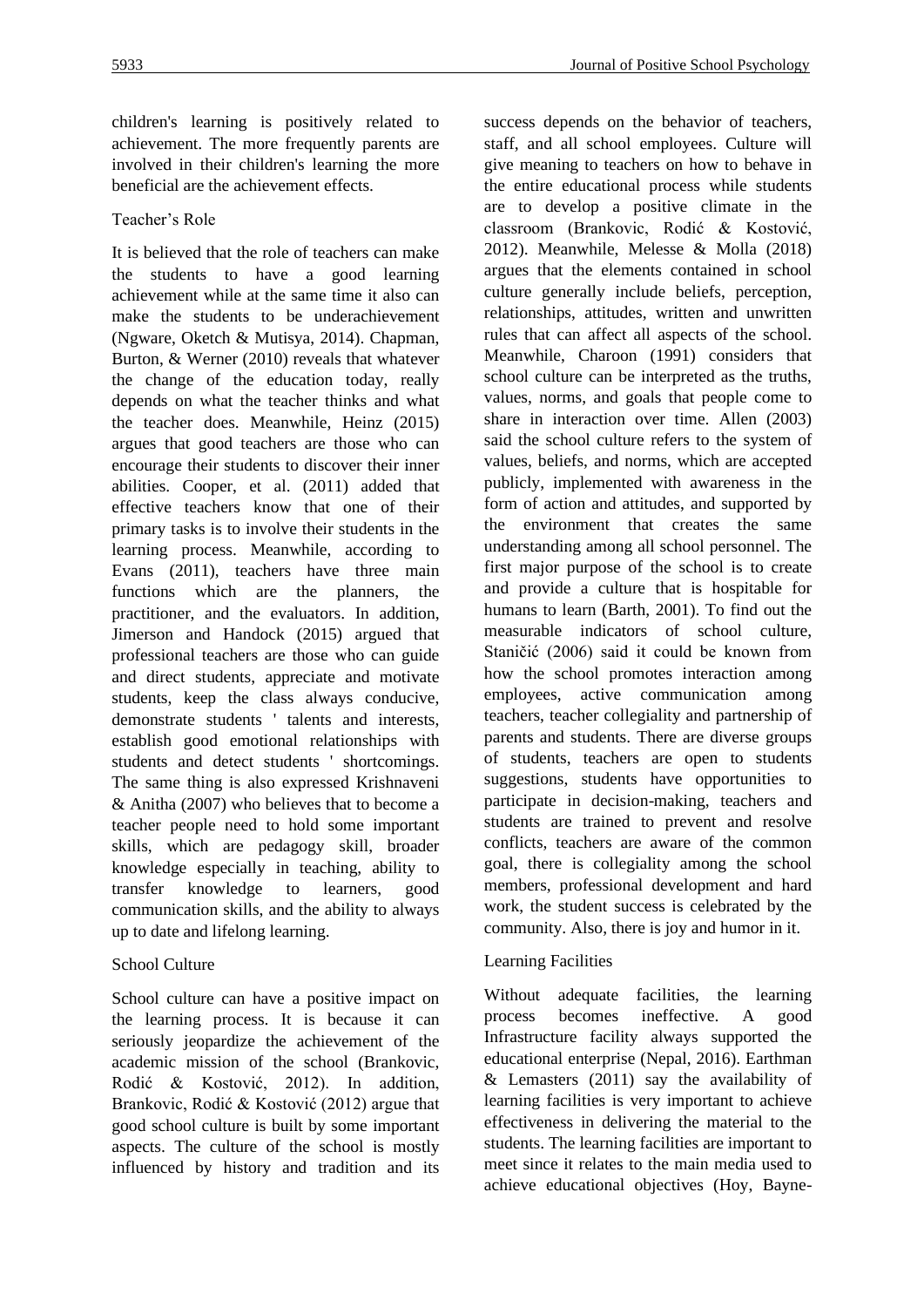children's learning is positively related to achievement. The more frequently parents are involved in their children's learning the more beneficial are the achievement effects.

### Teacher's Role

It is believed that the role of teachers can make the students to have a good learning achievement while at the same time it also can make the students to be underachievement (Ngware, Oketch & Mutisya, 2014). Chapman, Burton, & Werner (2010) reveals that whatever the change of the education today, really depends on what the teacher thinks and what the teacher does. Meanwhile, Heinz (2015) argues that good teachers are those who can encourage their students to discover their inner abilities. Cooper, et al. (2011) added that effective teachers know that one of their primary tasks is to involve their students in the learning process. Meanwhile, according to Evans (2011), teachers have three main functions which are the planners, the practitioner, and the evaluators. In addition, Jimerson and Handock (2015) argued that professional teachers are those who can guide and direct students, appreciate and motivate students, keep the class always conducive, demonstrate students ' talents and interests, establish good emotional relationships with students and detect students ' shortcomings. The same thing is also expressed Krishnaveni & Anitha (2007) who believes that to become a teacher people need to hold some important skills, which are pedagogy skill, broader knowledge especially in teaching, ability to transfer knowledge to learners, good communication skills, and the ability to always up to date and lifelong learning.

### School Culture

School culture can have a positive impact on the learning process. It is because it can seriously jeopardize the achievement of the academic mission of the school (Brankovic, Rodić & Kostović, 2012). In addition, Brankovic, Rodić & Kostović (2012) argue that good school culture is built by some important aspects. The culture of the school is mostly influenced by history and tradition and its success depends on the behavior of teachers, staff, and all school employees. Culture will give meaning to teachers on how to behave in the entire educational process while students are to develop a positive climate in the classroom (Brankovic, Rodić & Kostović, 2012). Meanwhile, Melesse & Molla (2018) argues that the elements contained in school culture generally include beliefs, perception, relationships, attitudes, written and unwritten rules that can affect all aspects of the school. Meanwhile, Charoon (1991) considers that school culture can be interpreted as the truths, values, norms, and goals that people come to share in interaction over time. Allen (2003) said the school culture refers to the system of values, beliefs, and norms, which are accepted publicly, implemented with awareness in the form of action and attitudes, and supported by the environment that creates the same understanding among all school personnel. The first major purpose of the school is to create and provide a culture that is hospitable for humans to learn (Barth, 2001). To find out the measurable indicators of school culture, Staničić (2006) said it could be known from how the school promotes interaction among employees, active communication among teachers, teacher collegiality and partnership of parents and students. There are diverse groups of students, teachers are open to students suggestions, students have opportunities to participate in decision-making, teachers and students are trained to prevent and resolve conflicts, teachers are aware of the common goal, there is collegiality among the school members, professional development and hard work, the student success is celebrated by the community. Also, there is joy and humor in it.

### Learning Facilities

Without adequate facilities, the learning process becomes ineffective. A good Infrastructure facility always supported the educational enterprise (Nepal, 2016). Earthman & Lemasters (2011) say the availability of learning facilities is very important to achieve effectiveness in delivering the material to the students. The learning facilities are important to meet since it relates to the main media used to achieve educational objectives (Hoy, Bayne-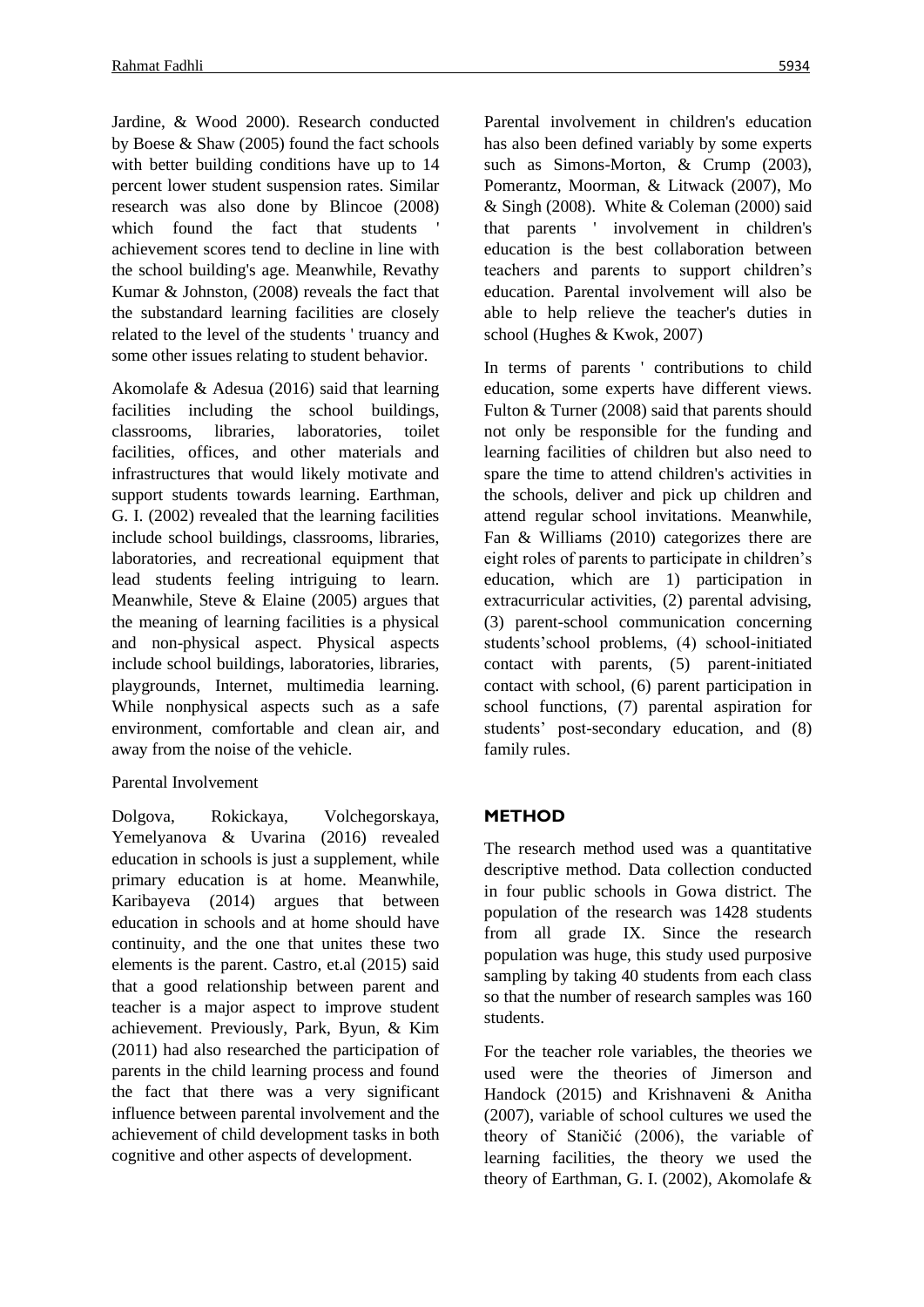Jardine, & Wood 2000). Research conducted by Boese & Shaw (2005) found the fact schools with better building conditions have up to 14 percent lower student suspension rates. Similar research was also done by Blincoe (2008) which found the fact that students ' achievement scores tend to decline in line with the school building's age. Meanwhile, Revathy Kumar & Johnston, (2008) reveals the fact that the substandard learning facilities are closely related to the level of the students ' truancy and some other issues relating to student behavior.

Akomolafe & Adesua (2016) said that learning facilities including the school buildings, classrooms, libraries, laboratories, toilet facilities, offices, and other materials and infrastructures that would likely motivate and support students towards learning. Earthman, G. I. (2002) revealed that the learning facilities include school buildings, classrooms, libraries, laboratories, and recreational equipment that lead students feeling intriguing to learn. Meanwhile, Steve & Elaine (2005) argues that the meaning of learning facilities is a physical and non-physical aspect. Physical aspects include school buildings, laboratories, libraries, playgrounds, Internet, multimedia learning. While nonphysical aspects such as a safe environment, comfortable and clean air, and away from the noise of the vehicle.

Parental Involvement

Dolgova, Rokickaya, Volchegorskaya, Yemelyanova & Uvarina (2016) revealed education in schools is just a supplement, while primary education is at home. Meanwhile, Karibayeva (2014) argues that between education in schools and at home should have continuity, and the one that unites these two elements is the parent. Castro, et.al (2015) said that a good relationship between parent and teacher is a major aspect to improve student achievement. Previously, Park, Byun, & Kim (2011) had also researched the participation of parents in the child learning process and found the fact that there was a very significant influence between parental involvement and the achievement of child development tasks in both cognitive and other aspects of development.

Parental involvement in children's education has also been defined variably by some experts such as Simons-Morton, & Crump (2003), Pomerantz, Moorman, & Litwack (2007), Mo & Singh (2008). White & Coleman (2000) said that parents ' involvement in children's education is the best collaboration between teachers and parents to support children's education. Parental involvement will also be able to help relieve the teacher's duties in school (Hughes & Kwok, 2007)

In terms of parents ' contributions to child education, some experts have different views. Fulton & Turner (2008) said that parents should not only be responsible for the funding and learning facilities of children but also need to spare the time to attend children's activities in the schools, deliver and pick up children and attend regular school invitations. Meanwhile, Fan & Williams (2010) categorizes there are eight roles of parents to participate in children's education, which are 1) participation in extracurricular activities, (2) parental advising, (3) parent-school communication concerning students'school problems, (4) school-initiated contact with parents, (5) parent-initiated contact with school, (6) parent participation in school functions, (7) parental aspiration for students' post-secondary education, and (8) family rules.

## METHOD

The research method used was a quantitative descriptive method. Data collection conducted in four public schools in Gowa district. The population of the research was 1428 students from all grade IX. Since the research population was huge, this study used purposive sampling by taking 40 students from each class so that the number of research samples was 160 students.

For the teacher role variables, the theories we used were the theories of Jimerson and Handock (2015) and Krishnaveni & Anitha (2007), variable of school cultures we used the theory of Staničić (2006), the variable of learning facilities, the theory we used the theory of Earthman, G. I. (2002), Akomolafe &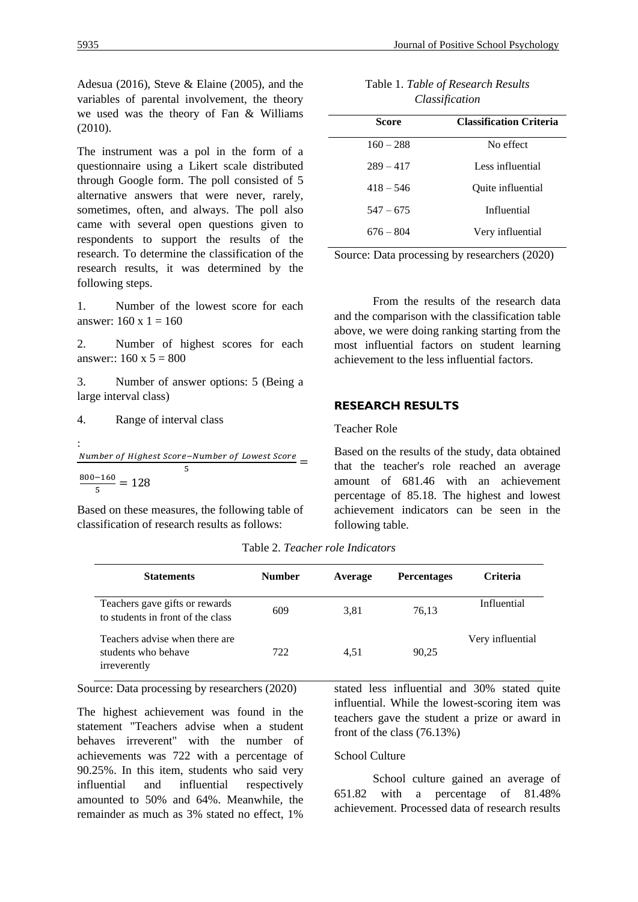Adesua (2016), Steve & Elaine (2005), and the variables of parental involvement, the theory we used was the theory of Fan & Williams (2010).

The instrument was a pol in the form of a questionnaire using a Likert scale distributed through Google form. The poll consisted of 5 alternative answers that were never, rarely, sometimes, often, and always. The poll also came with several open questions given to respondents to support the results of the research. To determine the classification of the research results, it was determined by the following steps.

1. Number of the lowest score for each answer: 160 x 1 = 160

2. Number of highest scores for each answer:: 160 x 5 = 800

3. Number of answer options: 5 (Being a large interval class)

4. Range of interval class

:

$$\frac{Number\ of\ Highest\ Score - Number\ of\ Lowest\ Score}{5} = \frac{800-160}{5} = 128$$

Based on these measures, the following table of classification of research results as follows:

Table 1. *Table of Research Results Classification*

| Score | Classification Criteria |
|---|---|
| 160 – 288 | No effect |
| 289 – 417 | Less influential |
| 418 – 546 | Quite influential |
| 547 – 675 | Influential |
| 676 – 804 | Very influential |

Source: Data processing by researchers (2020)

From the results of the research data and the comparison with the classification table above, we were doing ranking starting from the most influential factors on student learning achievement to the less influential factors.

## RESEARCH RESULTS

### Teacher Role

Based on the results of the study, data obtained that the teacher's role reached an average amount of 681.46 with an achievement percentage of 85.18. The highest and lowest achievement indicators can be seen in the following table.

Table 2. *Teacher role Indicators*

| Statements | Number | Average | Percentages | Criteria |
|---|---|---|---|---|
| Teachers gave gifts or rewards to students in front of the class | 609 | 3,81 | 76,13 | Influential |
| Teachers advise when there are students who behave irreverently | 722 | 4,51 | 90,25 | Very influential |

Source: Data processing by researchers (2020)

The highest achievement was found in the statement "Teachers advise when a student behaves irreverent" with the number of achievements was 722 with a percentage of 90.25%. In this item, students who said very influential and influential respectively amounted to 50% and 64%. Meanwhile, the remainder as much as 3% stated no effect, 1% stated less influential and 30% stated quite influential. While the lowest-scoring item was teachers gave the student a prize or award in front of the class (76.13%)

### School Culture

School culture gained an average of 651.82 with a percentage of 81.48% achievement. Processed data of research results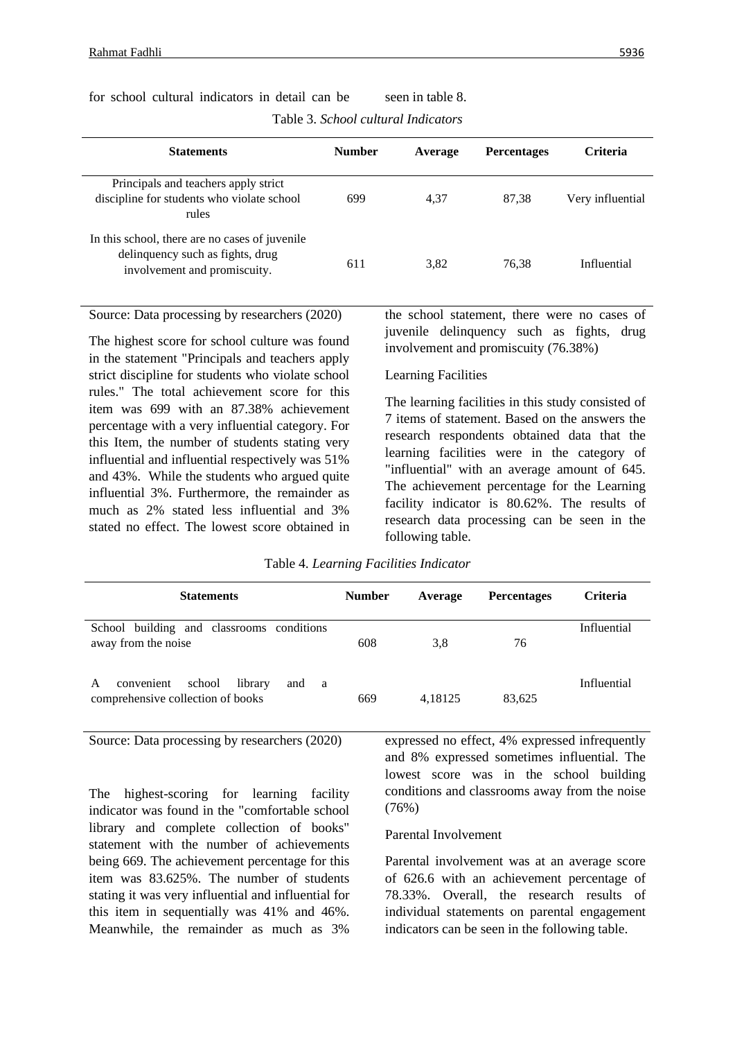for school cultural indicators in detail can be seen in table 8.

Table 3. *School cultural Indicators*

| Statements | Number | Average | Percentages | Criteria |
|---|---|---|---|---|
| Principals and teachers apply strict discipline for students who violate school rules | 699 | 4,37 | 87,38 | Very influential |
| In this school, there are no cases of juvenile delinquency such as fights, drug involvement and promiscuity. | 611 | 3,82 | 76,38 | Influential |

Source: Data processing by researchers (2020)

The highest score for school culture was found in the statement "Principals and teachers apply strict discipline for students who violate school rules." The total achievement score for this item was 699 with an 87.38% achievement percentage with a very influential category. For this Item, the number of students stating very influential and influential respectively was 51% and 43%. While the students who argued quite influential 3%. Furthermore, the remainder as much as 2% stated less influential and 3% stated no effect. The lowest score obtained in the school statement, there were no cases of juvenile delinquency such as fights, drug involvement and promiscuity (76.38%)

Learning Facilities

The learning facilities in this study consisted of 7 items of statement. Based on the answers the research respondents obtained data that the learning facilities were in the category of "influential" with an average amount of 645. The achievement percentage for the Learning facility indicator is 80.62%. The results of research data processing can be seen in the following table.

Table 4. *Learning Facilities Indicator*

| Statements | Number | Average | Percentages | Criteria |
|---|---|---|---|---|
| School building and classrooms conditions away from the noise | 608 | 3,8 | 76 | Influential |
| A convenient school library and a comprehensive collection of books | 669 | 4,18125 | 83,625 | Influential |

Source: Data processing by researchers (2020)

The highest-scoring for learning facility indicator was found in the "comfortable school library and complete collection of books" statement with the number of achievements being 669. The achievement percentage for this item was 83.625%. The number of students stating it was very influential and influential for this item in sequentially was 41% and 46%. Meanwhile, the remainder as much as 3% expressed no effect, 4% expressed infrequently and 8% expressed sometimes influential. The lowest score was in the school building conditions and classrooms away from the noise (76%)

Parental Involvement

Parental involvement was at an average score of 626.6 with an achievement percentage of 78.33%. Overall, the research results of individual statements on parental engagement indicators can be seen in the following table.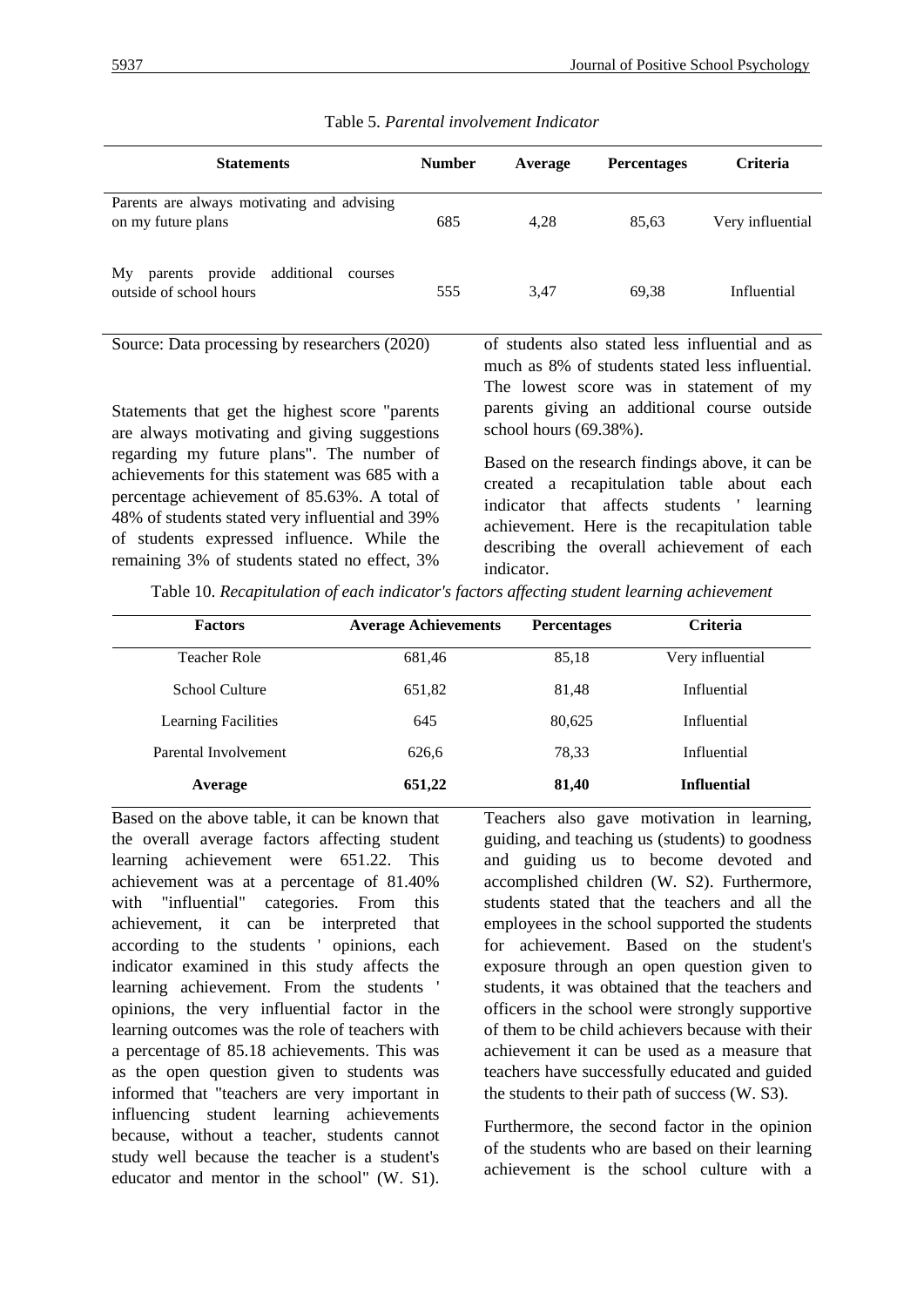Table 5. *Parental involvement Indicator*

| Statements | Number | Average | Percentages | Criteria |
|---|---|---|---|---|
| Parents are always motivating and advising on my future plans | 685 | 4,28 | 85,63 | Very influential |
| My parents provide additional courses outside of school hours | 555 | 3,47 | 69,38 | Influential |

Source: Data processing by researchers (2020)

Statements that get the highest score "parents are always motivating and giving suggestions regarding my future plans". The number of achievements for this statement was 685 with a percentage achievement of 85.63%. A total of 48% of students stated very influential and 39% of students expressed influence. While the remaining 3% of students stated no effect, 3% of students also stated less influential and as much as 8% of students stated less influential. The lowest score was in statement of my parents giving an additional course outside school hours (69.38%).

Based on the research findings above, it can be created a recapitulation table about each indicator that affects students ' learning achievement. Here is the recapitulation table describing the overall achievement of each indicator.

Table 10. *Recapitulation of each indicator's factors affecting student learning achievement*

| Factors | Average Achievements | Percentages | Criteria |
|---|---|---|---|
| Teacher Role | 681,46 | 85,18 | Very influential |
| School Culture | 651,82 | 81,48 | Influential |
| Learning Facilities | 645 | 80,625 | Influential |
| Parental Involvement | 626,6 | 78,33 | Influential |
| **Average** | **651,22** | **81,40** | **Influential** |

Based on the above table, it can be known that the overall average factors affecting student learning achievement were 651.22. This achievement was at a percentage of 81.40% with "influential" categories. From this achievement, it can be interpreted that according to the students ' opinions, each indicator examined in this study affects the learning achievement. From the students ' opinions, the very influential factor in the learning outcomes was the role of teachers with a percentage of 85.18 achievements. This was as the open question given to students was informed that "teachers are very important in influencing student learning achievements because, without a teacher, students cannot study well because the teacher is a student's educator and mentor in the school" (W. S1). Teachers also gave motivation in learning, guiding, and teaching us (students) to goodness and guiding us to become devoted and accomplished children (W. S2). Furthermore, students stated that the teachers and all the employees in the school supported the students for achievement. Based on the student's exposure through an open question given to students, it was obtained that the teachers and officers in the school were strongly supportive of them to be child achievers because with their achievement it can be used as a measure that teachers have successfully educated and guided the students to their path of success (W. S3).

Furthermore, the second factor in the opinion of the students who are based on their learning achievement is the school culture with a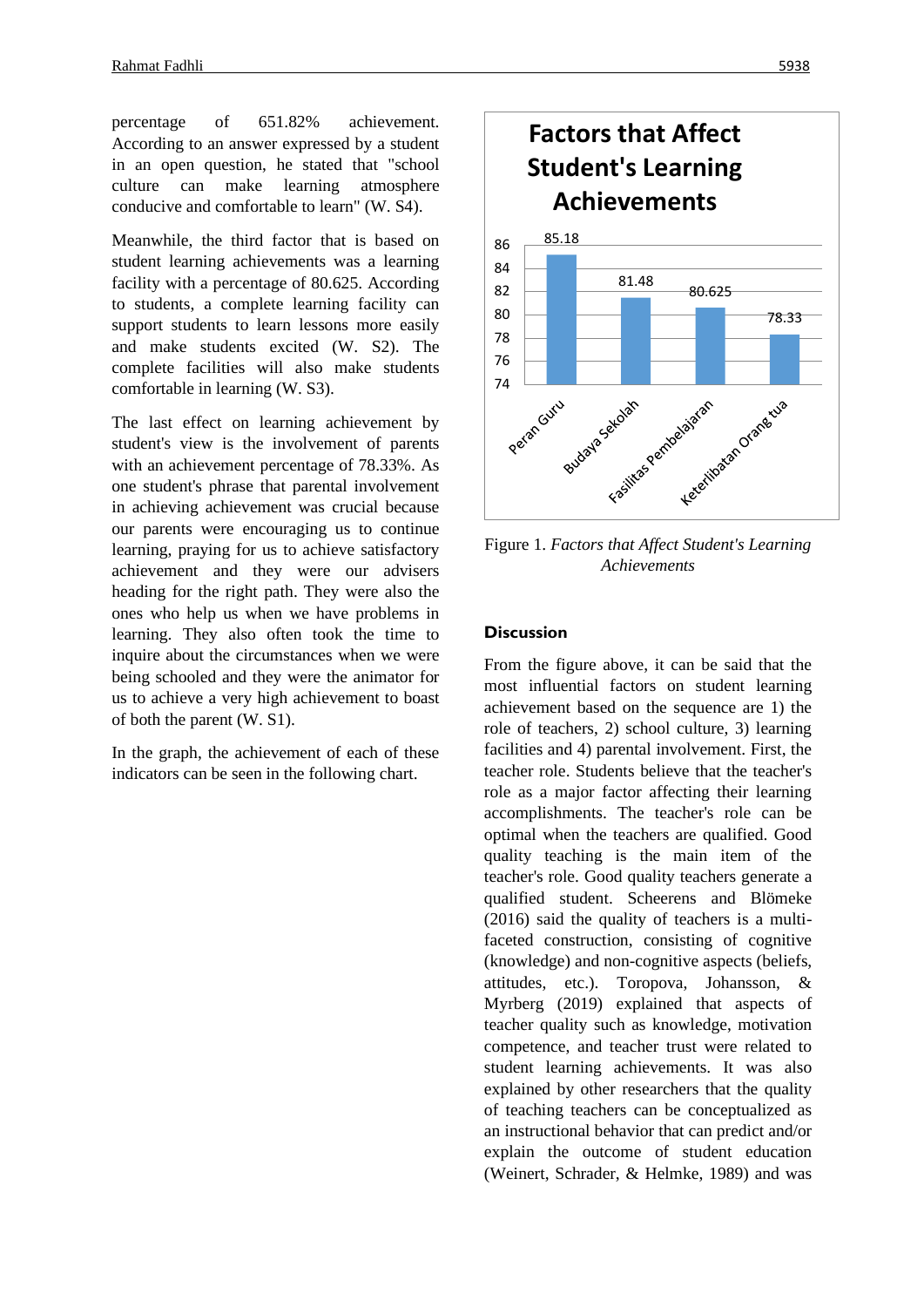percentage of 651.82% achievement. According to an answer expressed by a student in an open question, he stated that "school culture can make learning atmosphere conducive and comfortable to learn" (W. S4).

Meanwhile, the third factor that is based on student learning achievements was a learning facility with a percentage of 80.625. According to students, a complete learning facility can support students to learn lessons more easily and make students excited (W. S2). The complete facilities will also make students comfortable in learning (W. S3).

The last effect on learning achievement by student's view is the involvement of parents with an achievement percentage of 78.33%. As one student's phrase that parental involvement in achieving achievement was crucial because our parents were encouraging us to continue learning, praying for us to achieve satisfactory achievement and they were our advisers heading for the right path. They were also the ones who help us when we have problems in learning. They also often took the time to inquire about the circumstances when we were being schooled and they were the animator for us to achieve a very high achievement to boast of both the parent (W. S1).

In the graph, the achievement of each of these indicators can be seen in the following chart.

**Factors that Affect Student's Learning Achievements**

| Factor | Value |
|---|---|
| Peran Guru | 85.18 |
| Budaya Sekolah | 81.48 |
| Fasilitas Pembelajaran | 80.625 |
| Keterlibatan Orang tua | 78.33 |

Figure 1. *Factors that Affect Student's Learning Achievements*

## Discussion

From the figure above, it can be said that the most influential factors on student learning achievement based on the sequence are 1) the role of teachers, 2) school culture, 3) learning facilities and 4) parental involvement. First, the teacher role. Students believe that the teacher's role as a major factor affecting their learning accomplishments. The teacher's role can be optimal when the teachers are qualified. Good quality teaching is the main item of the teacher's role. Good quality teachers generate a qualified student. Scheerens and Blömeke (2016) said the quality of teachers is a multi-faceted construction, consisting of cognitive (knowledge) and non-cognitive aspects (beliefs, attitudes, etc.). Toropova, Johansson, & Myrberg (2019) explained that aspects of teacher quality such as knowledge, motivation competence, and teacher trust were related to student learning achievements. It was also explained by other researchers that the quality of teaching teachers can be conceptualized as an instructional behavior that can predict and/or explain the outcome of student education (Weinert, Schrader, & Helmke, 1989) and was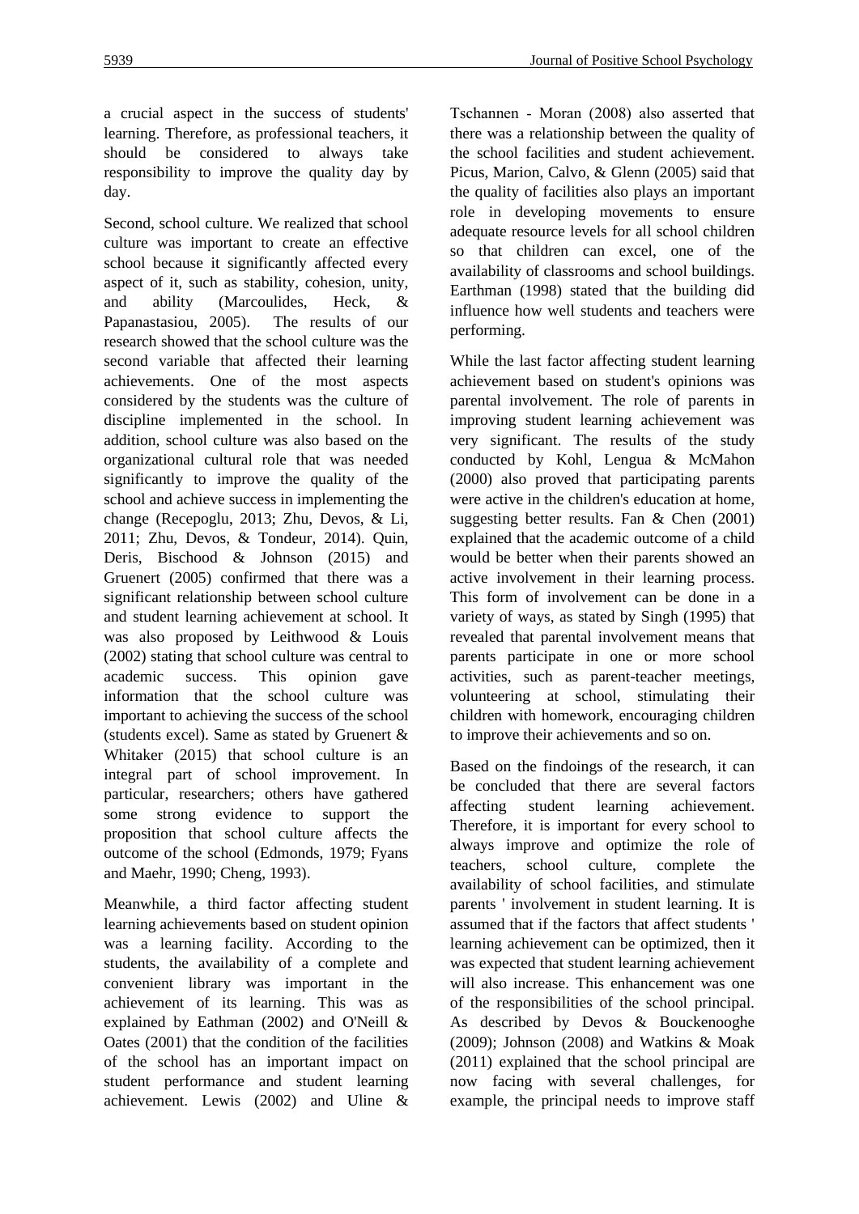a crucial aspect in the success of students' learning. Therefore, as professional teachers, it should be considered to always take responsibility to improve the quality day by day.

Second, school culture. We realized that school culture was important to create an effective school because it significantly affected every aspect of it, such as stability, cohesion, unity, and ability (Marcoulides, Heck, & Papanastasiou, 2005). The results of our research showed that the school culture was the second variable that affected their learning achievements. One of the most aspects considered by the students was the culture of discipline implemented in the school. In addition, school culture was also based on the organizational cultural role that was needed significantly to improve the quality of the school and achieve success in implementing the change (Recepoglu, 2013; Zhu, Devos, & Li, 2011; Zhu, Devos, & Tondeur, 2014). Quin, Deris, Bischood & Johnson (2015) and Gruenert (2005) confirmed that there was a significant relationship between school culture and student learning achievement at school. It was also proposed by Leithwood & Louis (2002) stating that school culture was central to academic success. This opinion gave information that the school culture was important to achieving the success of the school (students excel). Same as stated by Gruenert & Whitaker (2015) that school culture is an integral part of school improvement. In particular, researchers; others have gathered some strong evidence to support the proposition that school culture affects the outcome of the school (Edmonds, 1979; Fyans and Maehr, 1990; Cheng, 1993).

Meanwhile, a third factor affecting student learning achievements based on student opinion was a learning facility. According to the students, the availability of a complete and convenient library was important in the achievement of its learning. This was as explained by Eathman (2002) and O'Neill & Oates (2001) that the condition of the facilities of the school has an important impact on student performance and student learning achievement. Lewis (2002) and Uline & Tschannen - Moran (2008) also asserted that there was a relationship between the quality of the school facilities and student achievement. Picus, Marion, Calvo, & Glenn (2005) said that the quality of facilities also plays an important role in developing movements to ensure adequate resource levels for all school children so that children can excel, one of the availability of classrooms and school buildings. Earthman (1998) stated that the building did influence how well students and teachers were performing.

While the last factor affecting student learning achievement based on student's opinions was parental involvement. The role of parents in improving student learning achievement was very significant. The results of the study conducted by Kohl, Lengua & McMahon (2000) also proved that participating parents were active in the children's education at home, suggesting better results. Fan & Chen (2001) explained that the academic outcome of a child would be better when their parents showed an active involvement in their learning process. This form of involvement can be done in a variety of ways, as stated by Singh (1995) that revealed that parental involvement means that parents participate in one or more school activities, such as parent-teacher meetings, volunteering at school, stimulating their children with homework, encouraging children to improve their achievements and so on.

Based on the findoings of the research, it can be concluded that there are several factors affecting student learning achievement. Therefore, it is important for every school to always improve and optimize the role of teachers, school culture, complete the availability of school facilities, and stimulate parents ' involvement in student learning. It is assumed that if the factors that affect students ' learning achievement can be optimized, then it was expected that student learning achievement will also increase. This enhancement was one of the responsibilities of the school principal. As described by Devos & Bouckenooghe (2009); Johnson (2008) and Watkins & Moak (2011) explained that the school principal are now facing with several challenges, for example, the principal needs to improve staff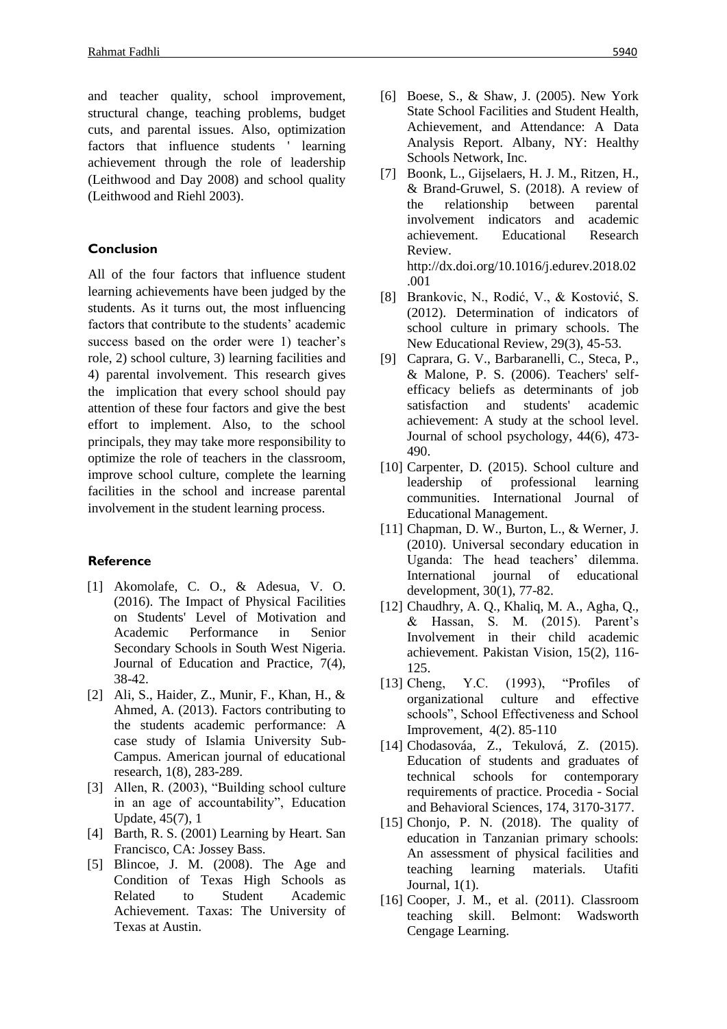and teacher quality, school improvement, structural change, teaching problems, budget cuts, and parental issues. Also, optimization factors that influence students ' learning achievement through the role of leadership (Leithwood and Day 2008) and school quality (Leithwood and Riehl 2003).

## Conclusion

All of the four factors that influence student learning achievements have been judged by the students. As it turns out, the most influencing factors that contribute to the students' academic success based on the order were 1) teacher's role, 2) school culture, 3) learning facilities and 4) parental involvement. This research gives the implication that every school should pay attention of these four factors and give the best effort to implement. Also, to the school principals, they may take more responsibility to optimize the role of teachers in the classroom, improve school culture, complete the learning facilities in the school and increase parental involvement in the student learning process.

## Reference

[1] Akomolafe, C. O., & Adesua, V. O. (2016). The Impact of Physical Facilities on Students' Level of Motivation and Academic Performance in Senior Secondary Schools in South West Nigeria. Journal of Education and Practice, 7(4), 38-42.

[2] Ali, S., Haider, Z., Munir, F., Khan, H., & Ahmed, A. (2013). Factors contributing to the students academic performance: A case study of Islamia University Sub-Campus. American journal of educational research, 1(8), 283-289.

[3] Allen, R. (2003), "Building school culture in an age of accountability", Education Update, 45(7), 1

[4] Barth, R. S. (2001) Learning by Heart. San Francisco, CA: Jossey Bass.

[5] Blincoe, J. M. (2008). The Age and Condition of Texas High Schools as Related to Student Academic Achievement. Taxas: The University of Texas at Austin.

[6] Boese, S., & Shaw, J. (2005). New York State School Facilities and Student Health, Achievement, and Attendance: A Data Analysis Report. Albany, NY: Healthy Schools Network, Inc.

[7] Boonk, L., Gijselaers, H. J. M., Ritzen, H., & Brand-Gruwel, S. (2018). A review of the relationship between parental involvement indicators and academic achievement. Educational Research Review. http://dx.doi.org/10.1016/j.edurev.2018.02.001

[8] Brankovic, N., Rodić, V., & Kostović, S. (2012). Determination of indicators of school culture in primary schools. The New Educational Review, 29(3), 45-53.

[9] Caprara, G. V., Barbaranelli, C., Steca, P., & Malone, P. S. (2006). Teachers' self-efficacy beliefs as determinants of job satisfaction and students' academic achievement: A study at the school level. Journal of school psychology, 44(6), 473-490.

[10] Carpenter, D. (2015). School culture and leadership of professional learning communities. International Journal of Educational Management.

[11] Chapman, D. W., Burton, L., & Werner, J. (2010). Universal secondary education in Uganda: The head teachers' dilemma. International journal of educational development, 30(1), 77-82.

[12] Chaudhry, A. Q., Khaliq, M. A., Agha, Q., & Hassan, S. M. (2015). Parent's Involvement in their child academic achievement. Pakistan Vision, 15(2), 116-125.

[13] Cheng, Y.C. (1993), "Profiles of organizational culture and effective schools", School Effectiveness and School Improvement, 4(2). 85-110

[14] Chodasováa, Z., Tekulová, Z. (2015). Education of students and graduates of technical schools for contemporary requirements of practice. Procedia - Social and Behavioral Sciences, 174, 3170-3177.

[15] Chonjo, P. N. (2018). The quality of education in Tanzanian primary schools: An assessment of physical facilities and teaching learning materials. Utafiti Journal, 1(1).

[16] Cooper, J. M., et al. (2011). Classroom teaching skill. Belmont: Wadsworth Cengage Learning.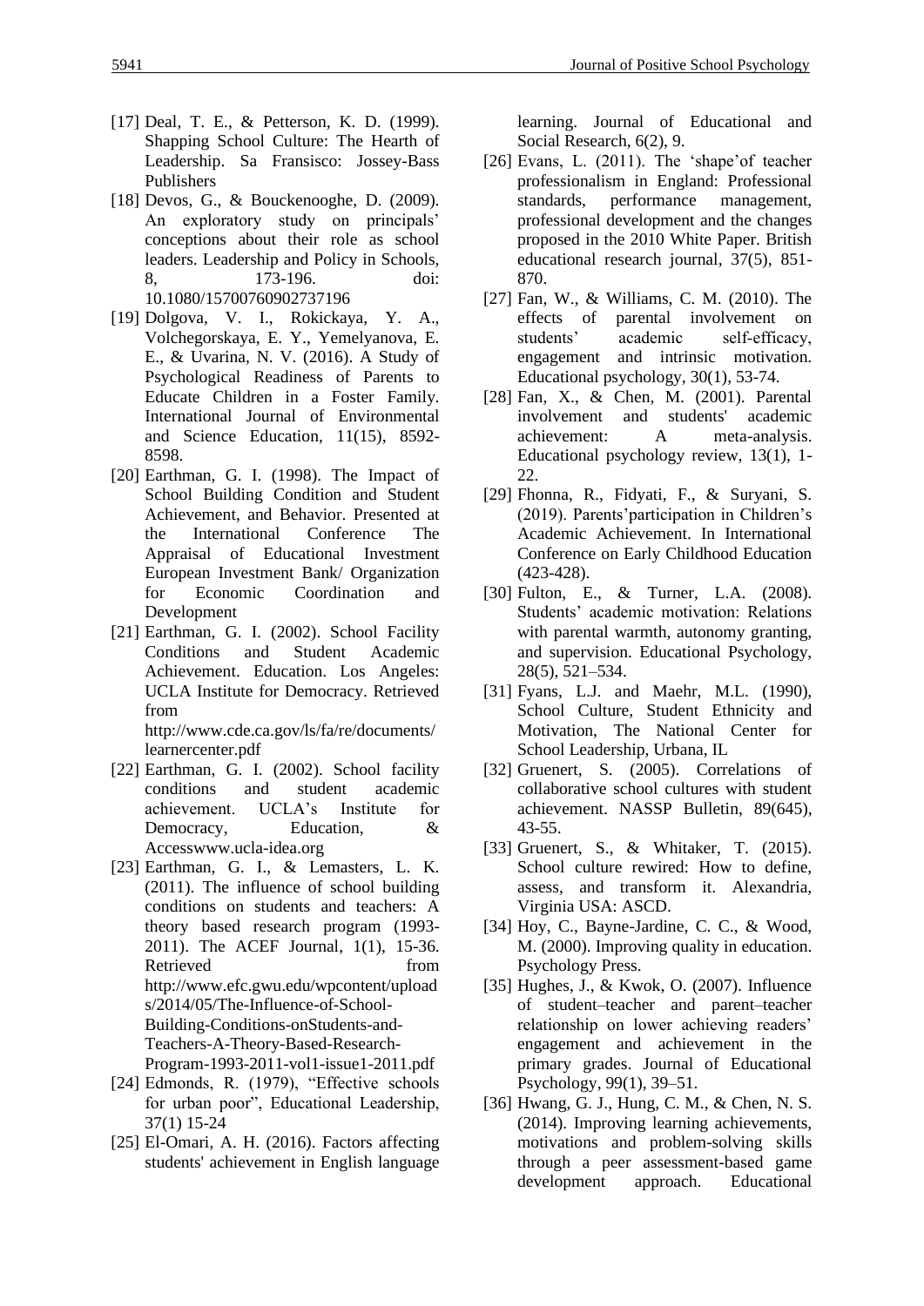[17] Deal, T. E., & Petterson, K. D. (1999). Shapping School Culture: The Hearth of Leadership. Sa Fransisco: Jossey-Bass Publishers

[18] Devos, G., & Bouckenooghe, D. (2009). An exploratory study on principals' conceptions about their role as school leaders. Leadership and Policy in Schools, 8, 173-196. doi: 10.1080/15700760902737196

[19] Dolgova, V. I., Rokickaya, Y. A., Volchegorskaya, E. Y., Yemelyanova, E. E., & Uvarina, N. V. (2016). A Study of Psychological Readiness of Parents to Educate Children in a Foster Family. International Journal of Environmental and Science Education, 11(15), 8592-8598.

[20] Earthman, G. I. (1998). The Impact of School Building Condition and Student Achievement, and Behavior. Presented at the International Conference The Appraisal of Educational Investment European Investment Bank/ Organization for Economic Coordination and Development

[21] Earthman, G. I. (2002). School Facility Conditions and Student Academic Achievement. Education. Los Angeles: UCLA Institute for Democracy. Retrieved from http://www.cde.ca.gov/ls/fa/re/documents/learnercenter.pdf

[22] Earthman, G. I. (2002). School facility conditions and student academic achievement. UCLA's Institute for Democracy, Education, & Accesswww.ucla-idea.org

[23] Earthman, G. I., & Lemasters, L. K. (2011). The influence of school building conditions on students and teachers: A theory based research program (1993-2011). The ACEF Journal, 1(1), 15-36. Retrieved from http://www.efc.gwu.edu/wpcontent/uploads/2014/05/The-Influence-of-School-Building-Conditions-onStudents-and-Teachers-A-Theory-Based-Research-Program-1993-2011-vol1-issue1-2011.pdf

[24] Edmonds, R. (1979), "Effective schools for urban poor", Educational Leadership, 37(1) 15-24

[25] El-Omari, A. H. (2016). Factors affecting students' achievement in English language learning. Journal of Educational and Social Research, 6(2), 9.

[26] Evans, L. (2011). The 'shape'of teacher professionalism in England: Professional standards, performance management, professional development and the changes proposed in the 2010 White Paper. British educational research journal, 37(5), 851-870.

[27] Fan, W., & Williams, C. M. (2010). The effects of parental involvement on students' academic self-efficacy, engagement and intrinsic motivation. Educational psychology, 30(1), 53-74.

[28] Fan, X., & Chen, M. (2001). Parental involvement and students' academic achievement: A meta-analysis. Educational psychology review, 13(1), 1-22.

[29] Fhonna, R., Fidyati, F., & Suryani, S. (2019). Parents'participation in Children's Academic Achievement. In International Conference on Early Childhood Education (423-428).

[30] Fulton, E., & Turner, L.A. (2008). Students' academic motivation: Relations with parental warmth, autonomy granting, and supervision. Educational Psychology, 28(5), 521–534.

[31] Fyans, L.J. and Maehr, M.L. (1990), School Culture, Student Ethnicity and Motivation, The National Center for School Leadership, Urbana, IL

[32] Gruenert, S. (2005). Correlations of collaborative school cultures with student achievement. NASSP Bulletin, 89(645), 43-55.

[33] Gruenert, S., & Whitaker, T. (2015). School culture rewired: How to define, assess, and transform it. Alexandria, Virginia USA: ASCD.

[34] Hoy, C., Bayne-Jardine, C. C., & Wood, M. (2000). Improving quality in education. Psychology Press.

[35] Hughes, J., & Kwok, O. (2007). Influence of student–teacher and parent–teacher relationship on lower achieving readers' engagement and achievement in the primary grades. Journal of Educational Psychology, 99(1), 39–51.

[36] Hwang, G. J., Hung, C. M., & Chen, N. S. (2014). Improving learning achievements, motivations and problem-solving skills through a peer assessment-based game development approach. Educational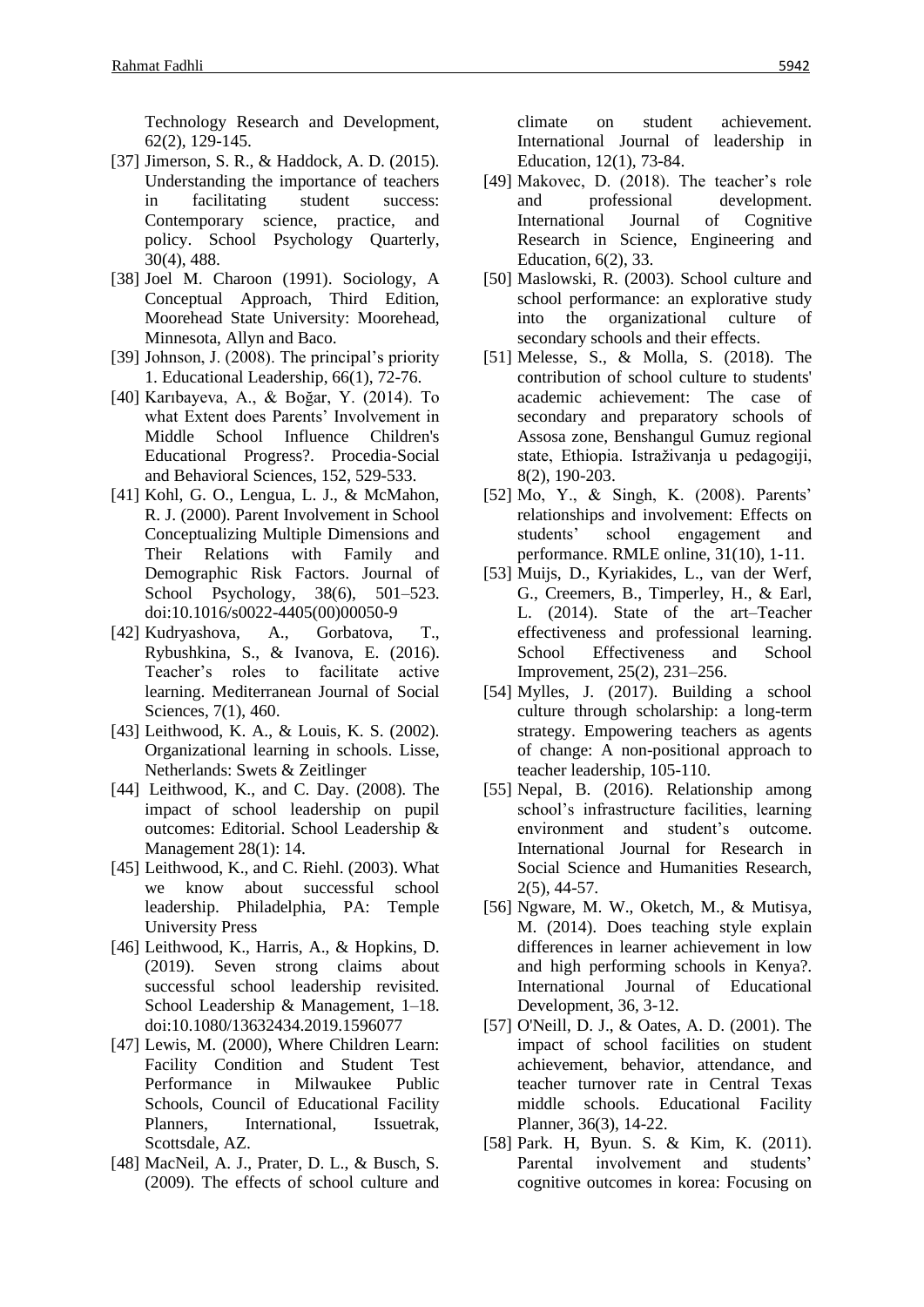Technology Research and Development, 62(2), 129-145.

[37] Jimerson, S. R., & Haddock, A. D. (2015). Understanding the importance of teachers in facilitating student success: Contemporary science, practice, and policy. School Psychology Quarterly, 30(4), 488.

[38] Joel M. Charoon (1991). Sociology, A Conceptual Approach, Third Edition, Moorehead State University: Moorehead, Minnesota, Allyn and Baco.

[39] Johnson, J. (2008). The principal's priority 1. Educational Leadership, 66(1), 72-76.

[40] Karıbayeva, A., & Boğar, Y. (2014). To what Extent does Parents' Involvement in Middle School Influence Children's Educational Progress?. Procedia-Social and Behavioral Sciences, 152, 529-533.

[41] Kohl, G. O., Lengua, L. J., & McMahon, R. J. (2000). Parent Involvement in School Conceptualizing Multiple Dimensions and Their Relations with Family and Demographic Risk Factors. Journal of School Psychology, 38(6), 501–523. doi:10.1016/s0022-4405(00)00050-9

[42] Kudryashova, A., Gorbatova, T., Rybushkina, S., & Ivanova, E. (2016). Teacher's roles to facilitate active learning. Mediterranean Journal of Social Sciences, 7(1), 460.

[43] Leithwood, K. A., & Louis, K. S. (2002). Organizational learning in schools. Lisse, Netherlands: Swets & Zeitlinger

[44] Leithwood, K., and C. Day. (2008). The impact of school leadership on pupil outcomes: Editorial. School Leadership & Management 28(1): 14.

[45] Leithwood, K., and C. Riehl. (2003). What we know about successful school leadership. Philadelphia, PA: Temple University Press

[46] Leithwood, K., Harris, A., & Hopkins, D. (2019). Seven strong claims about successful school leadership revisited. School Leadership & Management, 1–18. doi:10.1080/13632434.2019.1596077

[47] Lewis, M. (2000), Where Children Learn: Facility Condition and Student Test Performance in Milwaukee Public Schools, Council of Educational Facility Planners, International, Issuetrak, Scottsdale, AZ.

[48] MacNeil, A. J., Prater, D. L., & Busch, S. (2009). The effects of school culture and climate on student achievement. International Journal of leadership in Education, 12(1), 73-84.

[49] Makovec, D. (2018). The teacher's role and professional development. International Journal of Cognitive Research in Science, Engineering and Education, 6(2), 33.

[50] Maslowski, R. (2003). School culture and school performance: an explorative study into the organizational culture of secondary schools and their effects.

[51] Melesse, S., & Molla, S. (2018). The contribution of school culture to students' academic achievement: The case of secondary and preparatory schools of Assosa zone, Benshangul Gumuz regional state, Ethiopia. Istraživanja u pedagogiji, 8(2), 190-203.

[52] Mo, Y., & Singh, K. (2008). Parents' relationships and involvement: Effects on students' school engagement and performance. RMLE online, 31(10), 1-11.

[53] Muijs, D., Kyriakides, L., van der Werf, G., Creemers, B., Timperley, H., & Earl, L. (2014). State of the art–Teacher effectiveness and professional learning. School Effectiveness and School Improvement, 25(2), 231–256.

[54] Mylles, J. (2017). Building a school culture through scholarship: a long-term strategy. Empowering teachers as agents of change: A non-positional approach to teacher leadership, 105-110.

[55] Nepal, B. (2016). Relationship among school's infrastructure facilities, learning environment and student's outcome. International Journal for Research in Social Science and Humanities Research, 2(5), 44-57.

[56] Ngware, M. W., Oketch, M., & Mutisya, M. (2014). Does teaching style explain differences in learner achievement in low and high performing schools in Kenya?. International Journal of Educational Development, 36, 3-12.

[57] O'Neill, D. J., & Oates, A. D. (2001). The impact of school facilities on student achievement, behavior, attendance, and teacher turnover rate in Central Texas middle schools. Educational Facility Planner, 36(3), 14-22.

[58] Park. H, Byun. S. & Kim, K. (2011). Parental involvement and students' cognitive outcomes in korea: Focusing on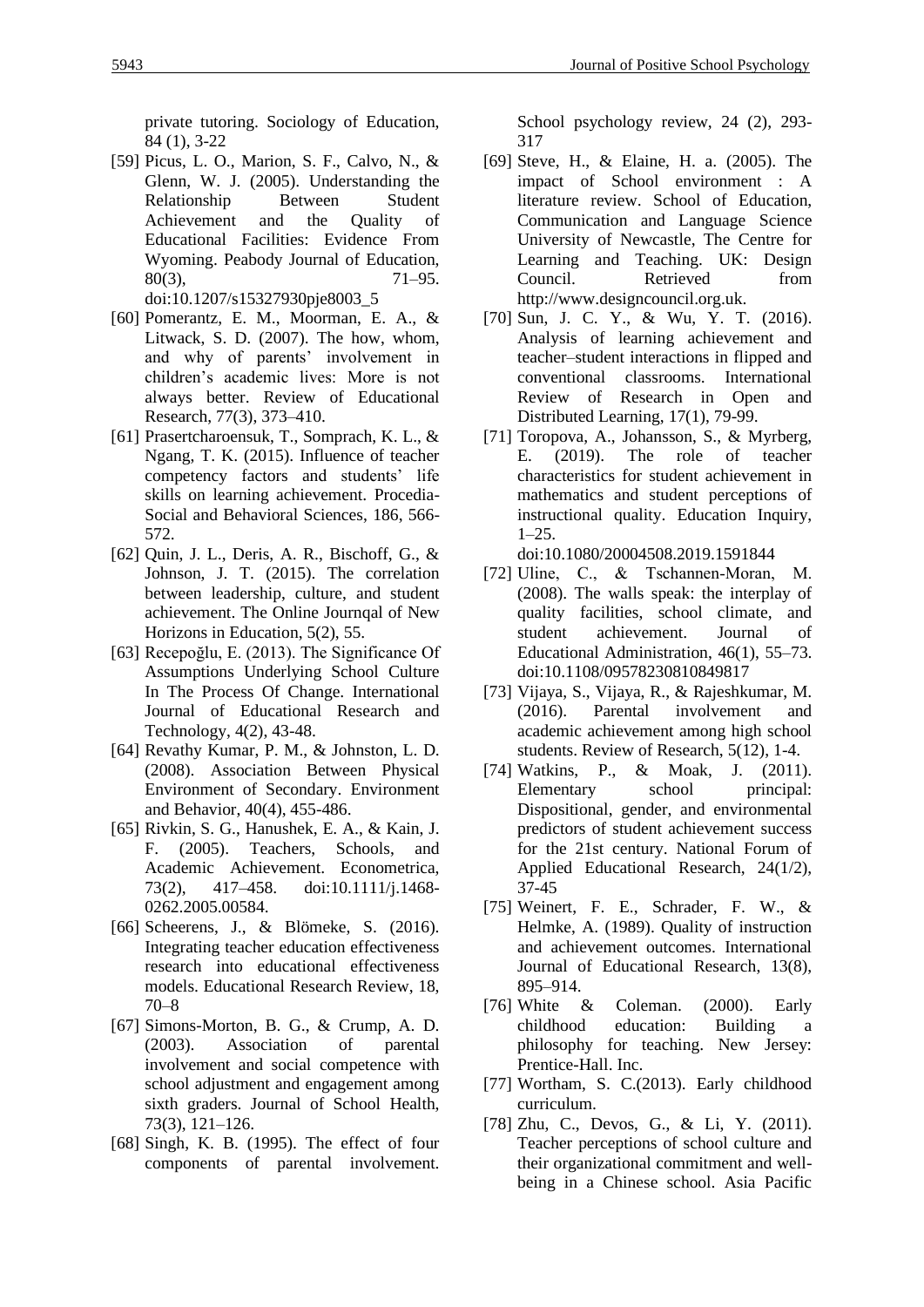private tutoring. Sociology of Education, 84 (1), 3-22

[59] Picus, L. O., Marion, S. F., Calvo, N., & Glenn, W. J. (2005). Understanding the Relationship Between Student Achievement and the Quality of Educational Facilities: Evidence From Wyoming. Peabody Journal of Education, 80(3), 71–95. doi:10.1207/s15327930pje8003_5

[60] Pomerantz, E. M., Moorman, E. A., & Litwack, S. D. (2007). The how, whom, and why of parents' involvement in children's academic lives: More is not always better. Review of Educational Research, 77(3), 373–410.

[61] Prasertcharoensuk, T., Somprach, K. L., & Ngang, T. K. (2015). Influence of teacher competency factors and students' life skills on learning achievement. Procedia-Social and Behavioral Sciences, 186, 566-572.

[62] Quin, J. L., Deris, A. R., Bischoff, G., & Johnson, J. T. (2015). The correlation between leadership, culture, and student achievement. The Online Journqal of New Horizons in Education, 5(2), 55.

[63] Recepoğlu, E. (2013). The Significance Of Assumptions Underlying School Culture In The Process Of Change. International Journal of Educational Research and Technology, 4(2), 43-48.

[64] Revathy Kumar, P. M., & Johnston, L. D. (2008). Association Between Physical Environment of Secondary. Environment and Behavior, 40(4), 455-486.

[65] Rivkin, S. G., Hanushek, E. A., & Kain, J. F. (2005). Teachers, Schools, and Academic Achievement. Econometrica, 73(2), 417–458. doi:10.1111/j.1468-0262.2005.00584.

[66] Scheerens, J., & Blömeke, S. (2016). Integrating teacher education effectiveness research into educational effectiveness models. Educational Research Review, 18, 70–8

[67] Simons-Morton, B. G., & Crump, A. D. (2003). Association of parental involvement and social competence with school adjustment and engagement among sixth graders. Journal of School Health, 73(3), 121–126.

[68] Singh, K. B. (1995). The effect of four components of parental involvement. School psychology review, 24 (2), 293-317

[69] Steve, H., & Elaine, H. a. (2005). The impact of School environment : A literature review. School of Education, Communication and Language Science University of Newcastle, The Centre for Learning and Teaching. UK: Design Council. Retrieved from http://www.designcouncil.org.uk.

[70] Sun, J. C. Y., & Wu, Y. T. (2016). Analysis of learning achievement and teacher–student interactions in flipped and conventional classrooms. International Review of Research in Open and Distributed Learning, 17(1), 79-99.

[71] Toropova, A., Johansson, S., & Myrberg, E. (2019). The role of teacher characteristics for student achievement in mathematics and student perceptions of instructional quality. Education Inquiry, 1–25. doi:10.1080/20004508.2019.1591844

[72] Uline, C., & Tschannen-Moran, M. (2008). The walls speak: the interplay of quality facilities, school climate, and student achievement. Journal of Educational Administration, 46(1), 55–73. doi:10.1108/09578230810849817

[73] Vijaya, S., Vijaya, R., & Rajeshkumar, M. (2016). Parental involvement and academic achievement among high school students. Review of Research, 5(12), 1-4.

[74] Watkins, P., & Moak, J. (2011). Elementary school principal: Dispositional, gender, and environmental predictors of student achievement success for the 21st century. National Forum of Applied Educational Research, 24(1/2), 37-45

[75] Weinert, F. E., Schrader, F. W., & Helmke, A. (1989). Quality of instruction and achievement outcomes. International Journal of Educational Research, 13(8), 895–914.

[76] White & Coleman. (2000). Early childhood education: Building a philosophy for teaching. New Jersey: Prentice-Hall. Inc.

[77] Wortham, S. C.(2013). Early childhood curriculum.

[78] Zhu, C., Devos, G., & Li, Y. (2011). Teacher perceptions of school culture and their organizational commitment and well-being in a Chinese school. Asia Pacific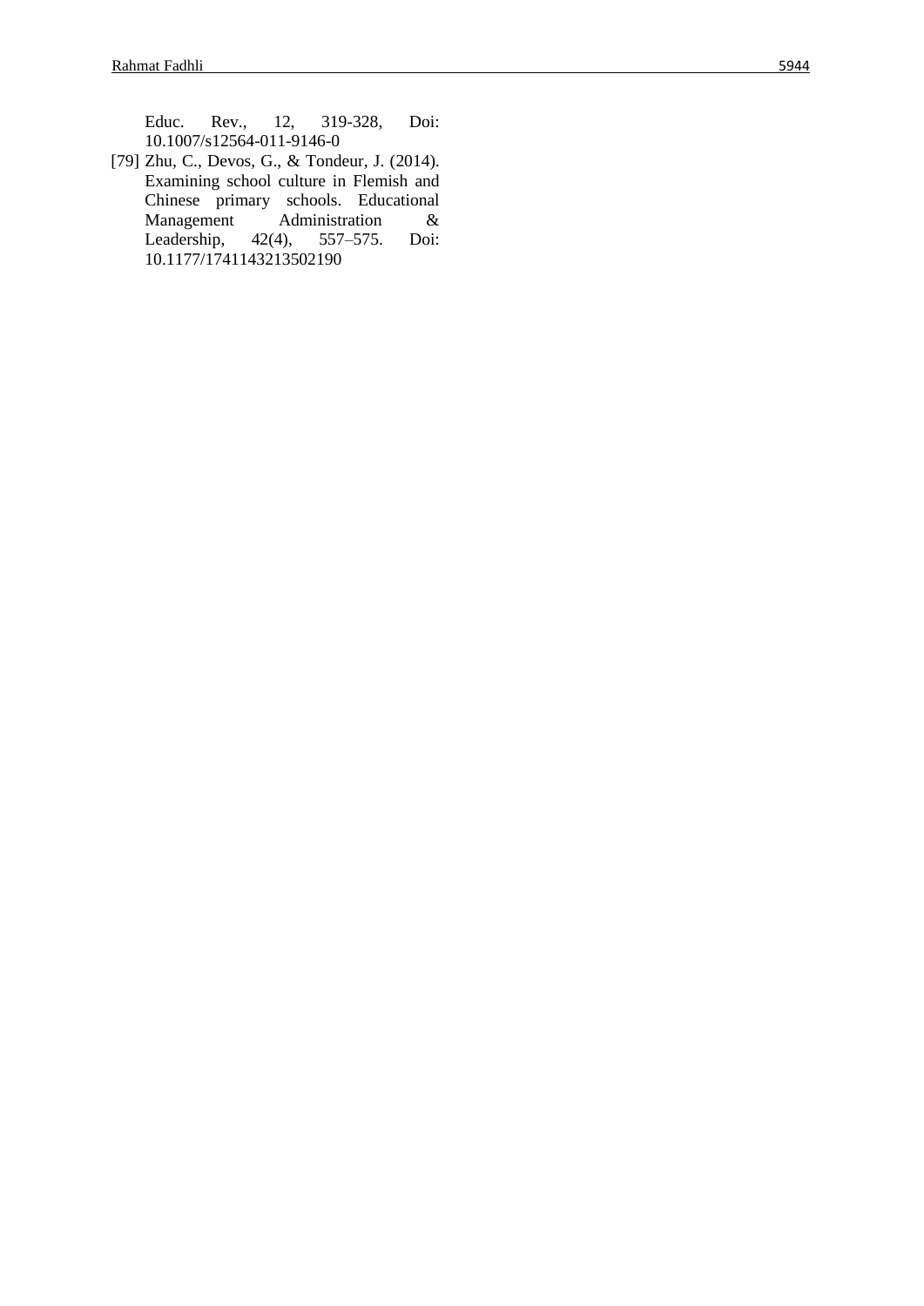Educ. Rev., 12, 319-328, Doi: 10.1007/s12564-011-9146-0

[79] Zhu, C., Devos, G., & Tondeur, J. (2014). Examining school culture in Flemish and Chinese primary schools. Educational Management Administration & Leadership, 42(4), 557–575. Doi: 10.1177/1741143213502190